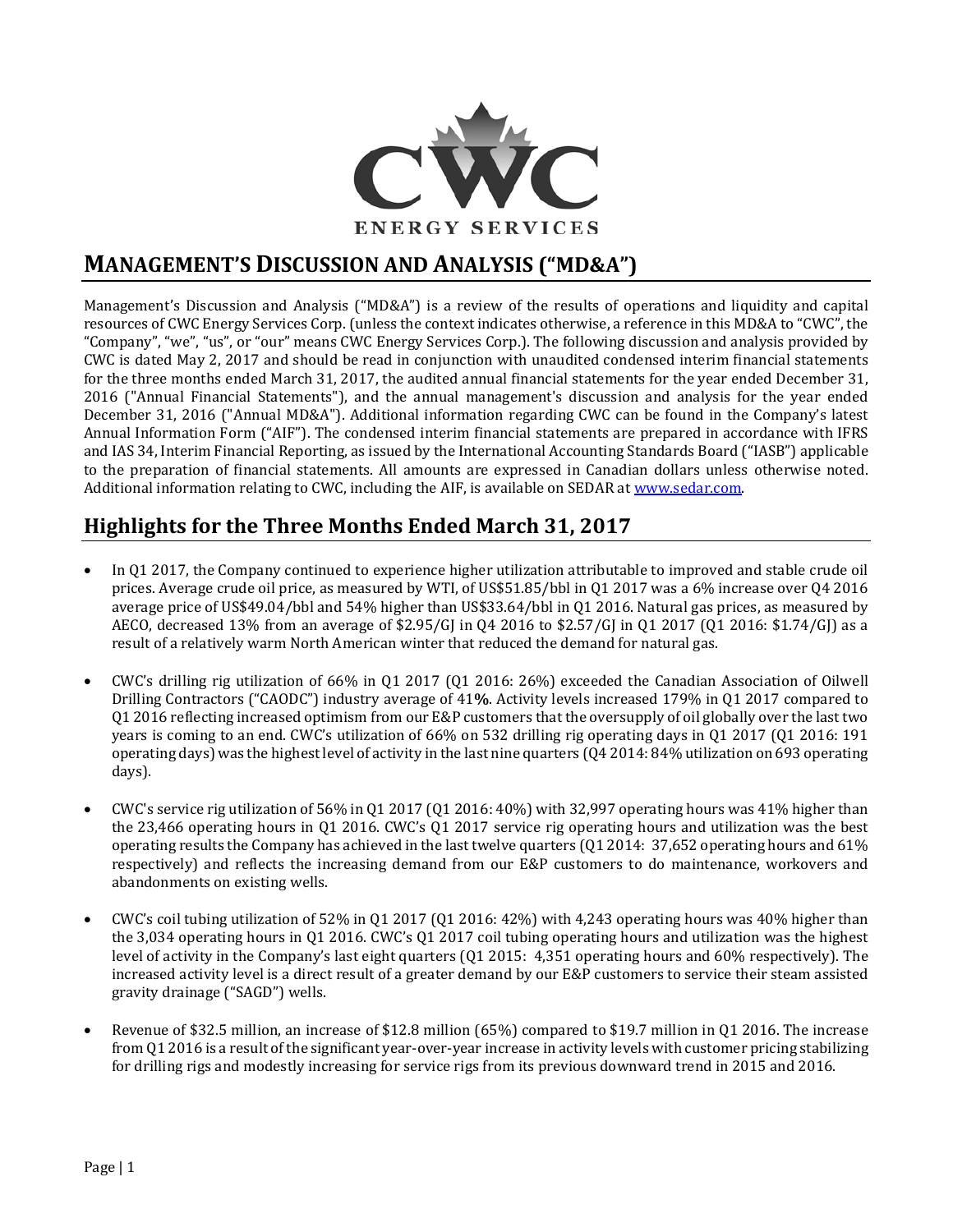# MANAGEMENT'S DISCUSSION AND ANALYSIS ("MD&A")

Management's Discussion and Analysis ("MD&A") is a review of the results of operations and liquidity and capital resources of CWC Energy Services Corp. (unless the context indicates otherwise, a reference in this MD&A to "CWC", the "Company", "we", "us", or "our" means CWC Energy Services Corp.). The following discussion and analysis provided by CWC is dated May 2, 2017 and should be read in conjunction with unaudited condensed interim financial statements for the three months ended March 31, 2017, the audited annual financial statements for the year ended December 31, 2016 ("Annual Financial Statements"), and the annual management's discussion and analysis for the year ended December 31, 2016 ("Annual MD&A"). Additional information regarding CWC can be found in the Company's latest Annual Information Form ("AIF"). The condensed interim financial statements are prepared in accordance with IFRS and IAS 34, Interim Financial Reporting, as issued by the International Accounting Standards Board ("IASB") applicable to the preparation of financial statements. All amounts are expressed in Canadian dollars unless otherwise noted. Additional information relating to CWC, including the AIF, is available on SEDAR at www.sedar.com.

## Highlights for the Three Months Ended March 31, 2017

- In Q1 2017, the Company continued to experience higher utilization attributable to improved and stable crude oil prices. Average crude oil price, as measured by WTI, of US$51.85/bbl in Q1 2017 was a 6% increase over Q4 2016 average price of US$49.04/bbl and 54% higher than US$33.64/bbl in Q1 2016. Natural gas prices, as measured by AECO, decreased 13% from an average of $2.95/GJ in Q4 2016 to $2.57/GJ in Q1 2017 (Q1 2016: $1.74/GJ) as a result of a relatively warm North American winter that reduced the demand for natural gas.

- CWC's drilling rig utilization of 66% in Q1 2017 (Q1 2016: 26%) exceeded the Canadian Association of Oilwell Drilling Contractors ("CAODC") industry average of 41**%**. Activity levels increased 179% in Q1 2017 compared to Q1 2016 reflecting increased optimism from our E&P customers that the oversupply of oil globally over the last two years is coming to an end. CWC's utilization of 66% on 532 drilling rig operating days in Q1 2017 (Q1 2016: 191 operating days) was the highest level of activity in the last nine quarters (Q4 2014: 84% utilization on 693 operating days).

- CWC's service rig utilization of 56% in Q1 2017 (Q1 2016: 40%) with 32,997 operating hours was 41% higher than the 23,466 operating hours in Q1 2016. CWC's Q1 2017 service rig operating hours and utilization was the best operating results the Company has achieved in the last twelve quarters (Q1 2014: 37,652 operating hours and 61% respectively) and reflects the increasing demand from our E&P customers to do maintenance, workovers and abandonments on existing wells.

- CWC's coil tubing utilization of 52% in Q1 2017 (Q1 2016: 42%) with 4,243 operating hours was 40% higher than the 3,034 operating hours in Q1 2016. CWC's Q1 2017 coil tubing operating hours and utilization was the highest level of activity in the Company's last eight quarters (Q1 2015: 4,351 operating hours and 60% respectively). The increased activity level is a direct result of a greater demand by our E&P customers to service their steam assisted gravity drainage ("SAGD") wells.

- Revenue of $32.5 million, an increase of $12.8 million (65%) compared to $19.7 million in Q1 2016. The increase from Q1 2016 is a result of the significant year-over-year increase in activity levels with customer pricing stabilizing for drilling rigs and modestly increasing for service rigs from its previous downward trend in 2015 and 2016.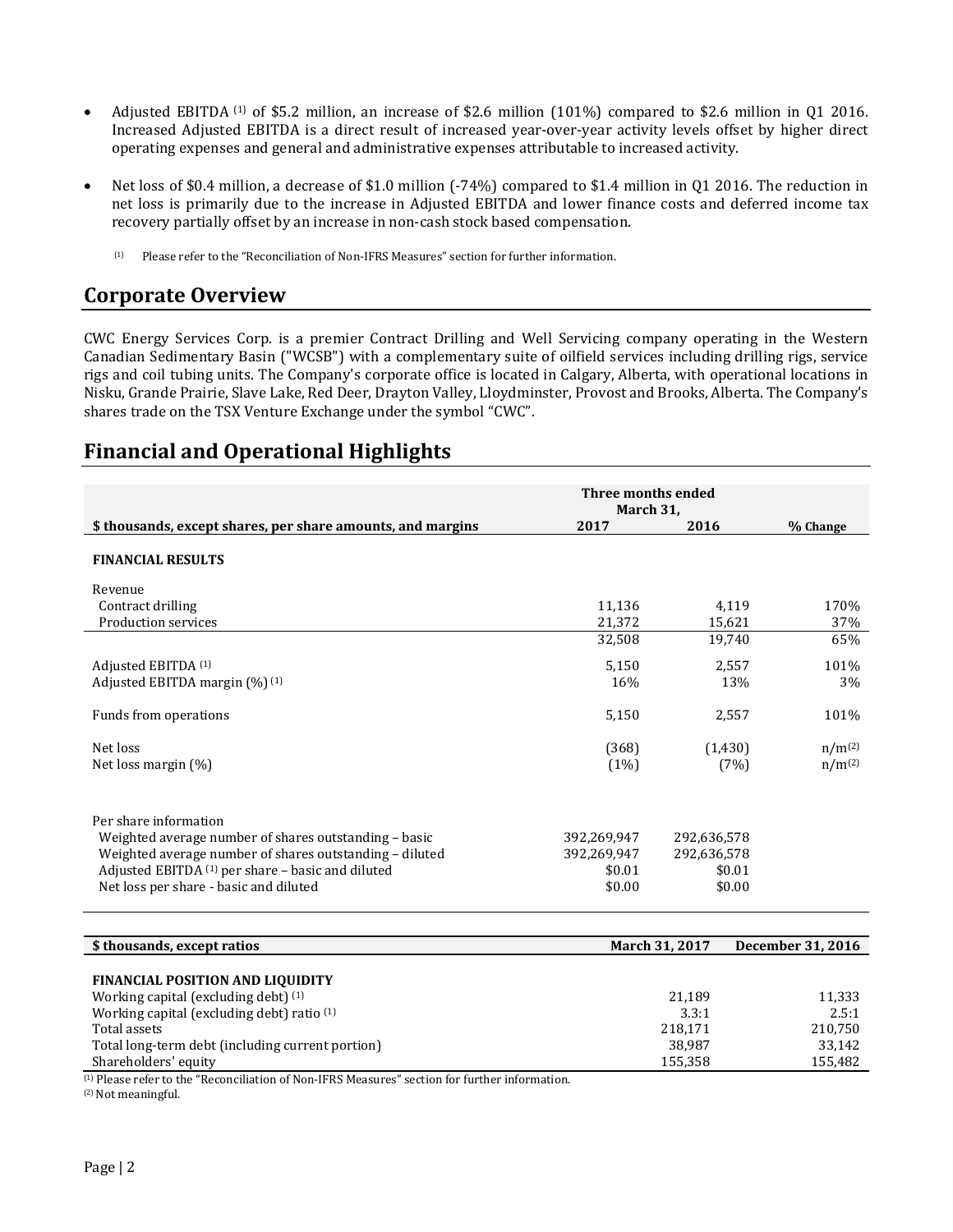- Adjusted EBITDA [(1)] of $5.2 million, an increase of $2.6 million (101%) compared to $2.6 million in Q1 2016. Increased Adjusted EBITDA is a direct result of increased year-over-year activity levels offset by higher direct operating expenses and general and administrative expenses attributable to increased activity.
- Net loss of $0.4 million, a decrease of $1.0 million (-74%) compared to $1.4 million in Q1 2016. The reduction in net loss is primarily due to the increase in Adjusted EBITDA and lower finance costs and deferred income tax recovery partially offset by an increase in non-cash stock based compensation.

(1) Please refer to the "Reconciliation of Non-IFRS Measures" section for further information.

## Corporate Overview

CWC Energy Services Corp. is a premier Contract Drilling and Well Servicing company operating in the Western Canadian Sedimentary Basin ("WCSB") with a complementary suite of oilfield services including drilling rigs, service rigs and coil tubing units. The Company's corporate office is located in Calgary, Alberta, with operational locations in Nisku, Grande Prairie, Slave Lake, Red Deer, Drayton Valley, Lloydminster, Provost and Brooks, Alberta. The Company's shares trade on the TSX Venture Exchange under the symbol "CWC".

## Financial and Operational Highlights

| | Three months ended March 31, | | |
|---|---|---|---|
| **$ thousands, except shares, per share amounts, and margins** | **2017** | **2016** | **% Change** |
| **FINANCIAL RESULTS** | | | |
| Revenue | | | |
| Contract drilling | 11,136 | 4,119 | 170% |
| Production services | 21,372 | 15,621 | 37% |
| | 32,508 | 19,740 | 65% |
| Adjusted EBITDA [(1)] | 5,150 | 2,557 | 101% |
| Adjusted EBITDA margin (%) [(1)] | 16% | 13% | 3% |
| Funds from operations | 5,150 | 2,557 | 101% |
| Net loss | (368) | (1,430) | n/m[(2)] |
| Net loss margin (%) | (1%) | (7%) | n/m[(2)] |
| Per share information | | | |
| Weighted average number of shares outstanding – basic | 392,269,947 | 292,636,578 | |
| Weighted average number of shares outstanding – diluted | 392,269,947 | 292,636,578 | |
| Adjusted EBITDA [(1)] per share – basic and diluted | $0.01 | $0.01 | |
| Net loss per share - basic and diluted | $0.00 | $0.00 | |

| **$ thousands, except ratios** | **March 31, 2017** | **December 31, 2016** |
|---|---|---|
| **FINANCIAL POSITION AND LIQUIDITY** | | |
| Working capital (excluding debt) [(1)] | 21,189 | 11,333 |
| Working capital (excluding debt) ratio [(1)] | 3.3:1 | 2.5:1 |
| Total assets | 218,171 | 210,750 |
| Total long-term debt (including current portion) | 38,987 | 33,142 |
| Shareholders' equity | 155,358 | 155,482 |

(1) Please refer to the "Reconciliation of Non-IFRS Measures" section for further information.
(2) Not meaningful.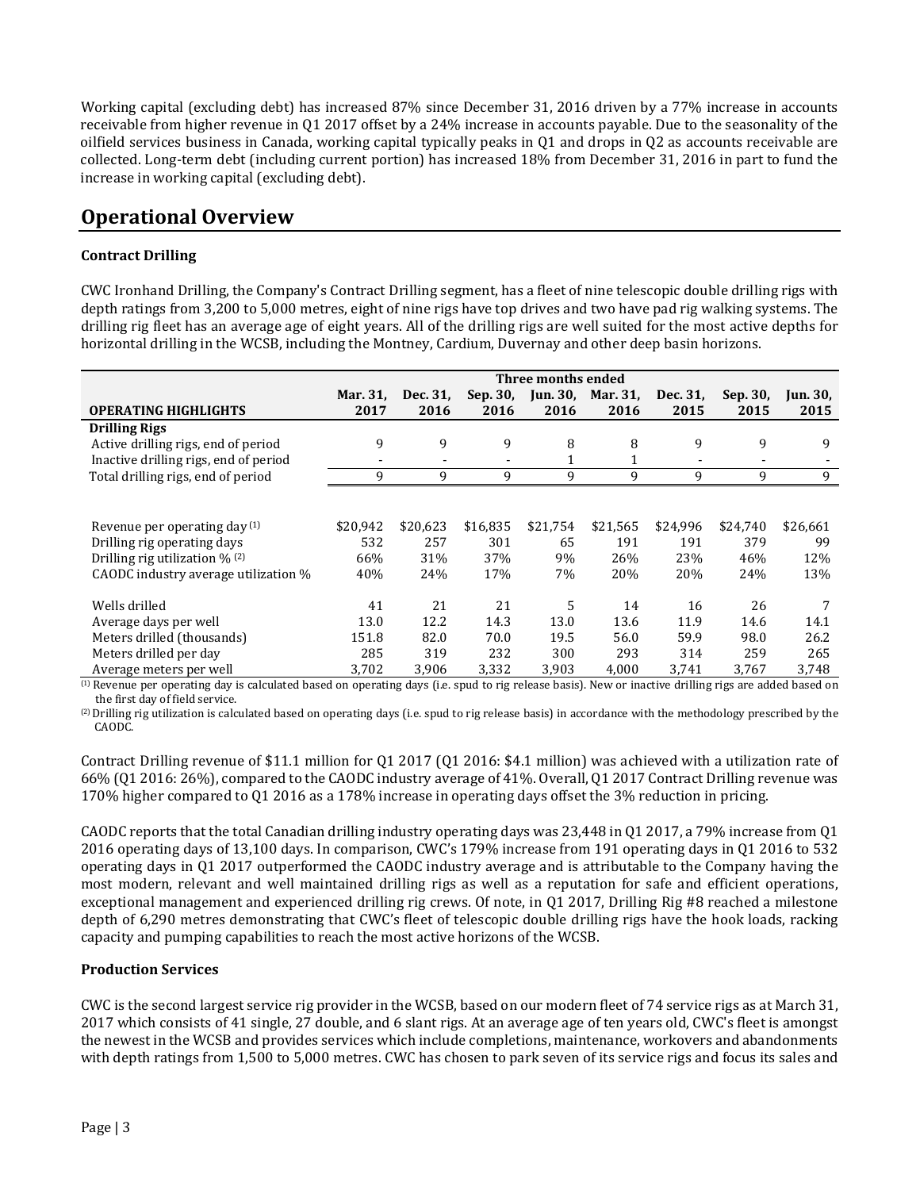Working capital (excluding debt) has increased 87% since December 31, 2016 driven by a 77% increase in accounts receivable from higher revenue in Q1 2017 offset by a 24% increase in accounts payable. Due to the seasonality of the oilfield services business in Canada, working capital typically peaks in Q1 and drops in Q2 as accounts receivable are collected. Long-term debt (including current portion) has increased 18% from December 31, 2016 in part to fund the increase in working capital (excluding debt).

## Operational Overview

### Contract Drilling

CWC Ironhand Drilling, the Company's Contract Drilling segment, has a fleet of nine telescopic double drilling rigs with depth ratings from 3,200 to 5,000 metres, eight of nine rigs have top drives and two have pad rig walking systems. The drilling rig fleet has an average age of eight years. All of the drilling rigs are well suited for the most active depths for horizontal drilling in the WCSB, including the Montney, Cardium, Duvernay and other deep basin horizons.

| | Three months ended | | | | | | | |
|---|---|---|---|---|---|---|---|---|
| **OPERATING HIGHLIGHTS** | **Mar. 31, 2017** | **Dec. 31, 2016** | **Sep. 30, 2016** | **Jun. 30, 2016** | **Mar. 31, 2016** | **Dec. 31, 2015** | **Sep. 30, 2015** | **Jun. 30, 2015** |
| **Drilling Rigs** | | | | | | | | |
| Active drilling rigs, end of period | 9 | 9 | 9 | 8 | 8 | 9 | 9 | 9 |
| Inactive drilling rigs, end of period | - | - | - | 1 | 1 | - | - | - |
| Total drilling rigs, end of period | 9 | 9 | 9 | 9 | 9 | 9 | 9 | 9 |
| | | | | | | | | |
| Revenue per operating day [1] | $20,942 | $20,623 | $16,835 | $21,754 | $21,565 | $24,996 | $24,740 | $26,661 |
| Drilling rig operating days | 532 | 257 | 301 | 65 | 191 | 191 | 379 | 99 |
| Drilling rig utilization % [2] | 66% | 31% | 37% | 9% | 26% | 23% | 46% | 12% |
| CAODC industry average utilization % | 40% | 24% | 17% | 7% | 20% | 20% | 24% | 13% |
| | | | | | | | | |
| Wells drilled | 41 | 21 | 21 | 5 | 14 | 16 | 26 | 7 |
| Average days per well | 13.0 | 12.2 | 14.3 | 13.0 | 13.6 | 11.9 | 14.6 | 14.1 |
| Meters drilled (thousands) | 151.8 | 82.0 | 70.0 | 19.5 | 56.0 | 59.9 | 98.0 | 26.2 |
| Meters drilled per day | 285 | 319 | 232 | 300 | 293 | 314 | 259 | 265 |
| Average meters per well | 3,702 | 3,906 | 3,332 | 3,903 | 4,000 | 3,741 | 3,767 | 3,748 |

[1] Revenue per operating day is calculated based on operating days (i.e. spud to rig release basis). New or inactive drilling rigs are added based on the first day of field service.

[2] Drilling rig utilization is calculated based on operating days (i.e. spud to rig release basis) in accordance with the methodology prescribed by the CAODC.

Contract Drilling revenue of $11.1 million for Q1 2017 (Q1 2016: $4.1 million) was achieved with a utilization rate of 66% (Q1 2016: 26%), compared to the CAODC industry average of 41%. Overall, Q1 2017 Contract Drilling revenue was 170% higher compared to Q1 2016 as a 178% increase in operating days offset the 3% reduction in pricing.

CAODC reports that the total Canadian drilling industry operating days was 23,448 in Q1 2017, a 79% increase from Q1 2016 operating days of 13,100 days. In comparison, CWC's 179% increase from 191 operating days in Q1 2016 to 532 operating days in Q1 2017 outperformed the CAODC industry average and is attributable to the Company having the most modern, relevant and well maintained drilling rigs as well as a reputation for safe and efficient operations, exceptional management and experienced drilling rig crews. Of note, in Q1 2017, Drilling Rig #8 reached a milestone depth of 6,290 metres demonstrating that CWC's fleet of telescopic double drilling rigs have the hook loads, racking capacity and pumping capabilities to reach the most active horizons of the WCSB.

### Production Services

CWC is the second largest service rig provider in the WCSB, based on our modern fleet of 74 service rigs as at March 31, 2017 which consists of 41 single, 27 double, and 6 slant rigs. At an average age of ten years old, CWC's fleet is amongst the newest in the WCSB and provides services which include completions, maintenance, workovers and abandonments with depth ratings from 1,500 to 5,000 metres. CWC has chosen to park seven of its service rigs and focus its sales and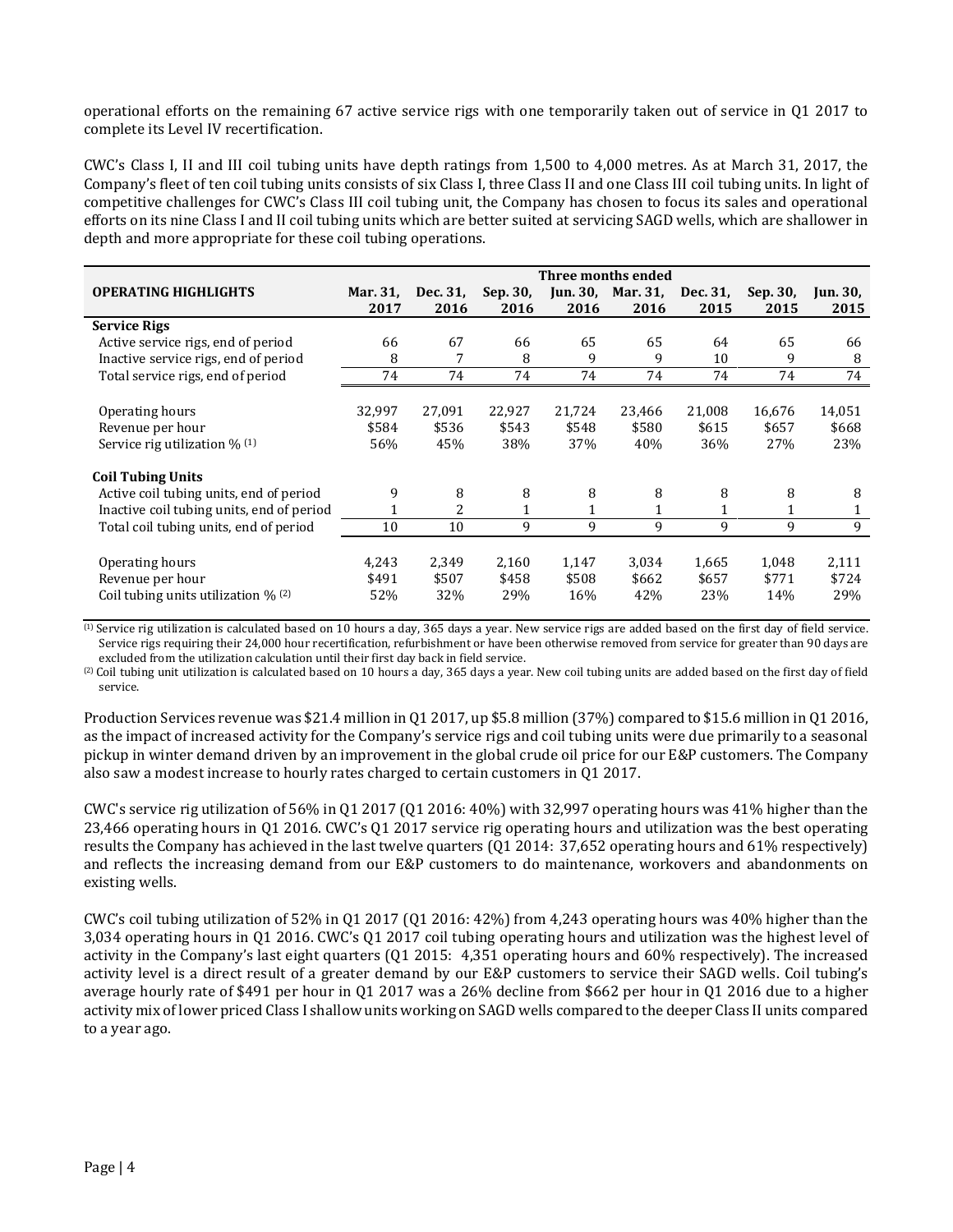operational efforts on the remaining 67 active service rigs with one temporarily taken out of service in Q1 2017 to complete its Level IV recertification.

CWC's Class I, II and III coil tubing units have depth ratings from 1,500 to 4,000 metres. As at March 31, 2017, the Company's fleet of ten coil tubing units consists of six Class I, three Class II and one Class III coil tubing units. In light of competitive challenges for CWC's Class III coil tubing unit, the Company has chosen to focus its sales and operational efforts on its nine Class I and II coil tubing units which are better suited at servicing SAGD wells, which are shallower in depth and more appropriate for these coil tubing operations.

| | Three months ended | | | | | | | |
|---|---|---|---|---|---|---|---|---|
| **OPERATING HIGHLIGHTS** | **Mar. 31, 2017** | **Dec. 31, 2016** | **Sep. 30, 2016** | **Jun. 30, 2016** | **Mar. 31, 2016** | **Dec. 31, 2015** | **Sep. 30, 2015** | **Jun. 30, 2015** |
| **Service Rigs** | | | | | | | | |
| Active service rigs, end of period | 66 | 67 | 66 | 65 | 65 | 64 | 65 | 66 |
| Inactive service rigs, end of period | 8 | 7 | 8 | 9 | 9 | 10 | 9 | 8 |
| Total service rigs, end of period | 74 | 74 | 74 | 74 | 74 | 74 | 74 | 74 |
| Operating hours | 32,997 | 27,091 | 22,927 | 21,724 | 23,466 | 21,008 | 16,676 | 14,051 |
| Revenue per hour | $584 | $536 | $543 | $548 | $580 | $615 | $657 | $668 |
| Service rig utilization % (1) | 56% | 45% | 38% | 37% | 40% | 36% | 27% | 23% |
| **Coil Tubing Units** | | | | | | | | |
| Active coil tubing units, end of period | 9 | 8 | 8 | 8 | 8 | 8 | 8 | 8 |
| Inactive coil tubing units, end of period | 1 | 2 | 1 | 1 | 1 | 1 | 1 | 1 |
| Total coil tubing units, end of period | 10 | 10 | 9 | 9 | 9 | 9 | 9 | 9 |
| Operating hours | 4,243 | 2,349 | 2,160 | 1,147 | 3,034 | 1,665 | 1,048 | 2,111 |
| Revenue per hour | $491 | $507 | $458 | $508 | $662 | $657 | $771 | $724 |
| Coil tubing units utilization % (2) | 52% | 32% | 29% | 16% | 42% | 23% | 14% | 29% |

(1) Service rig utilization is calculated based on 10 hours a day, 365 days a year. New service rigs are added based on the first day of field service. Service rigs requiring their 24,000 hour recertification, refurbishment or have been otherwise removed from service for greater than 90 days are excluded from the utilization calculation until their first day back in field service.

(2) Coil tubing unit utilization is calculated based on 10 hours a day, 365 days a year. New coil tubing units are added based on the first day of field service.

Production Services revenue was $21.4 million in Q1 2017, up $5.8 million (37%) compared to $15.6 million in Q1 2016, as the impact of increased activity for the Company's service rigs and coil tubing units were due primarily to a seasonal pickup in winter demand driven by an improvement in the global crude oil price for our E&P customers. The Company also saw a modest increase to hourly rates charged to certain customers in Q1 2017.

CWC's service rig utilization of 56% in Q1 2017 (Q1 2016: 40%) with 32,997 operating hours was 41% higher than the 23,466 operating hours in Q1 2016. CWC's Q1 2017 service rig operating hours and utilization was the best operating results the Company has achieved in the last twelve quarters (Q1 2014: 37,652 operating hours and 61% respectively) and reflects the increasing demand from our E&P customers to do maintenance, workovers and abandonments on existing wells.

CWC's coil tubing utilization of 52% in Q1 2017 (Q1 2016: 42%) from 4,243 operating hours was 40% higher than the 3,034 operating hours in Q1 2016. CWC's Q1 2017 coil tubing operating hours and utilization was the highest level of activity in the Company's last eight quarters (Q1 2015: 4,351 operating hours and 60% respectively). The increased activity level is a direct result of a greater demand by our E&P customers to service their SAGD wells. Coil tubing's average hourly rate of $491 per hour in Q1 2017 was a 26% decline from $662 per hour in Q1 2016 due to a higher activity mix of lower priced Class I shallow units working on SAGD wells compared to the deeper Class II units compared to a year ago.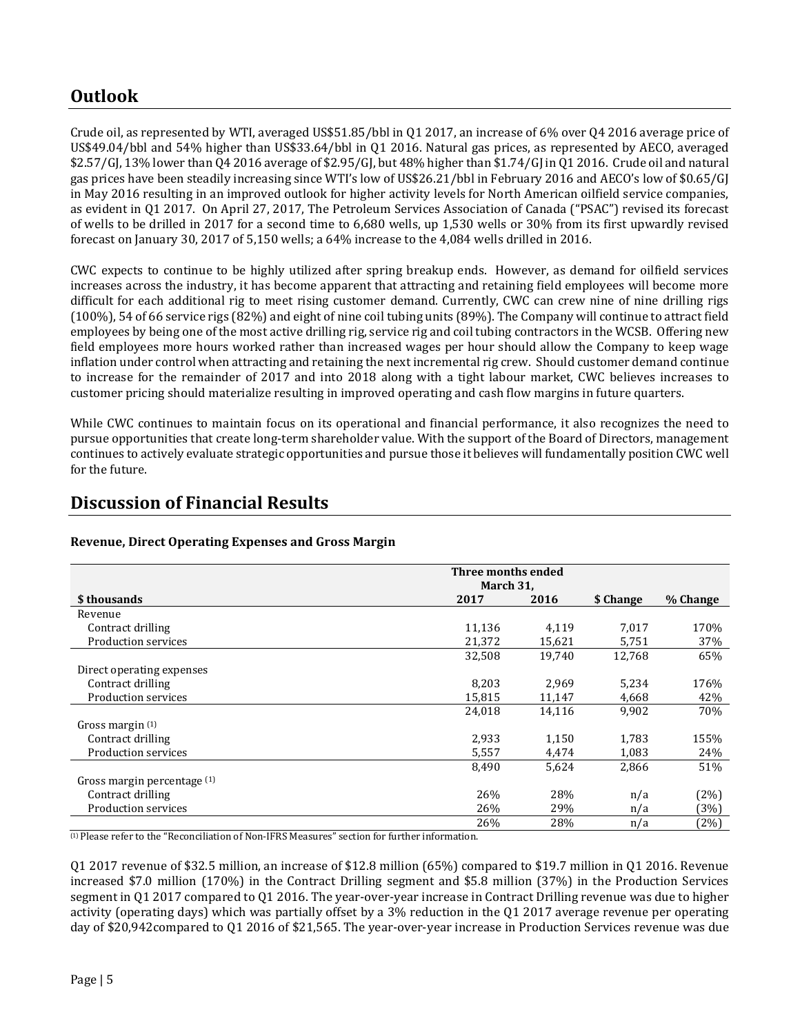## Outlook

Crude oil, as represented by WTI, averaged US$51.85/bbl in Q1 2017, an increase of 6% over Q4 2016 average price of US$49.04/bbl and 54% higher than US$33.64/bbl in Q1 2016. Natural gas prices, as represented by AECO, averaged $2.57/GJ, 13% lower than Q4 2016 average of $2.95/GJ, but 48% higher than $1.74/GJ in Q1 2016. Crude oil and natural gas prices have been steadily increasing since WTI's low of US$26.21/bbl in February 2016 and AECO's low of $0.65/GJ in May 2016 resulting in an improved outlook for higher activity levels for North American oilfield service companies, as evident in Q1 2017. On April 27, 2017, The Petroleum Services Association of Canada ("PSAC") revised its forecast of wells to be drilled in 2017 for a second time to 6,680 wells, up 1,530 wells or 30% from its first upwardly revised forecast on January 30, 2017 of 5,150 wells; a 64% increase to the 4,084 wells drilled in 2016.

CWC expects to continue to be highly utilized after spring breakup ends. However, as demand for oilfield services increases across the industry, it has become apparent that attracting and retaining field employees will become more difficult for each additional rig to meet rising customer demand. Currently, CWC can crew nine of nine drilling rigs (100%), 54 of 66 service rigs (82%) and eight of nine coil tubing units (89%). The Company will continue to attract field employees by being one of the most active drilling rig, service rig and coil tubing contractors in the WCSB. Offering new field employees more hours worked rather than increased wages per hour should allow the Company to keep wage inflation under control when attracting and retaining the next incremental rig crew. Should customer demand continue to increase for the remainder of 2017 and into 2018 along with a tight labour market, CWC believes increases to customer pricing should materialize resulting in improved operating and cash flow margins in future quarters.

While CWC continues to maintain focus on its operational and financial performance, it also recognizes the need to pursue opportunities that create long-term shareholder value. With the support of the Board of Directors, management continues to actively evaluate strategic opportunities and pursue those it believes will fundamentally position CWC well for the future.

## Discussion of Financial Results

**Revenue, Direct Operating Expenses and Gross Margin**

| | Three months ended March 31, | | | |
|---|---|---|---|---|
| **$ thousands** | **2017** | **2016** | **$ Change** | **% Change** |
| Revenue | | | | |
| Contract drilling | 11,136 | 4,119 | 7,017 | 170% |
| Production services | 21,372 | 15,621 | 5,751 | 37% |
| | 32,508 | 19,740 | 12,768 | 65% |
| Direct operating expenses | | | | |
| Contract drilling | 8,203 | 2,969 | 5,234 | 176% |
| Production services | 15,815 | 11,147 | 4,668 | 42% |
| | 24,018 | 14,116 | 9,902 | 70% |
| Gross margin (1) | | | | |
| Contract drilling | 2,933 | 1,150 | 1,783 | 155% |
| Production services | 5,557 | 4,474 | 1,083 | 24% |
| | 8,490 | 5,624 | 2,866 | 51% |
| Gross margin percentage (1) | | | | |
| Contract drilling | 26% | 28% | n/a | (2%) |
| Production services | 26% | 29% | n/a | (3%) |
| | 26% | 28% | n/a | (2%) |

(1) Please refer to the "Reconciliation of Non-IFRS Measures" section for further information.

Q1 2017 revenue of $32.5 million, an increase of $12.8 million (65%) compared to $19.7 million in Q1 2016. Revenue increased $7.0 million (170%) in the Contract Drilling segment and $5.8 million (37%) in the Production Services segment in Q1 2017 compared to Q1 2016. The year-over-year increase in Contract Drilling revenue was due to higher activity (operating days) which was partially offset by a 3% reduction in the Q1 2017 average revenue per operating day of $20,942compared to Q1 2016 of $21,565. The year-over-year increase in Production Services revenue was due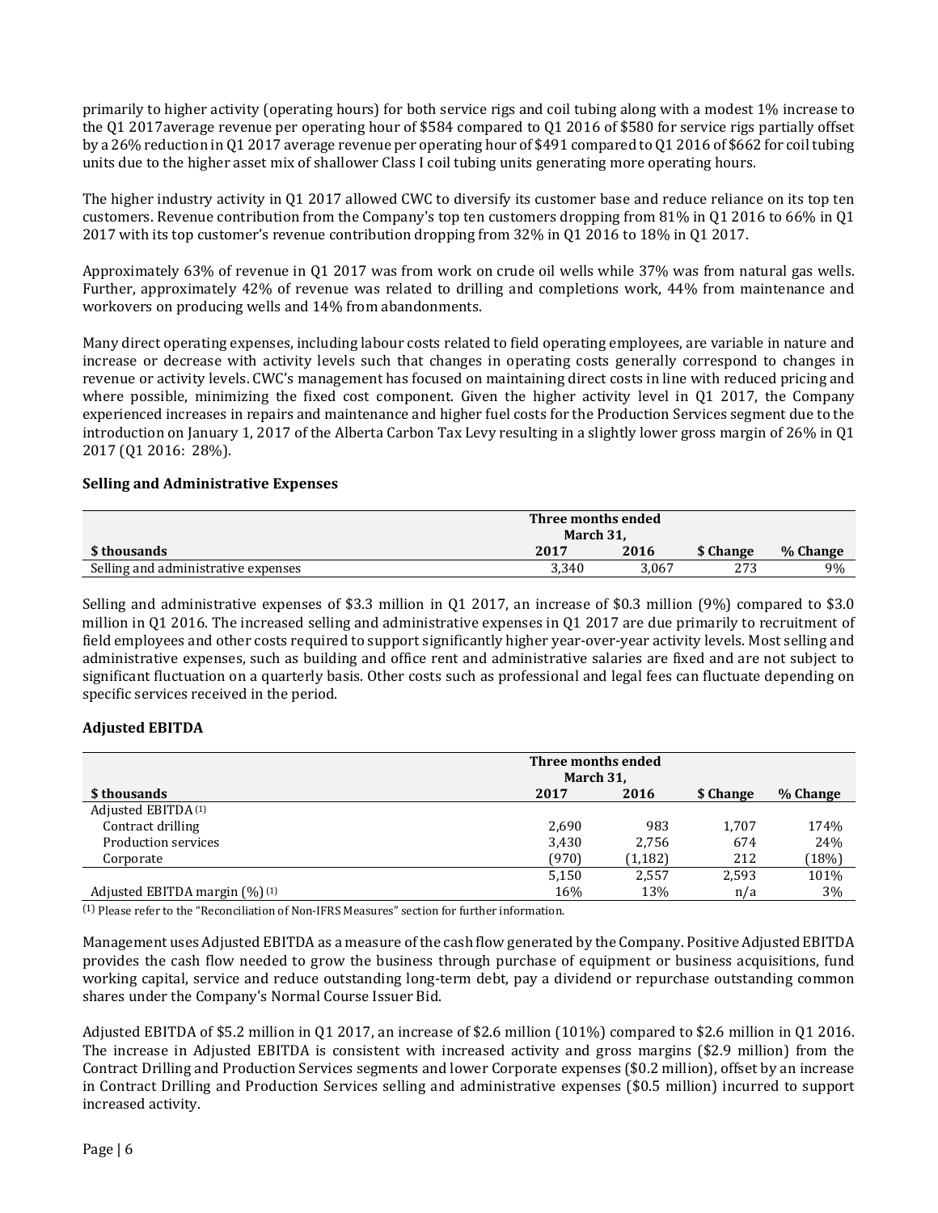primarily to higher activity (operating hours) for both service rigs and coil tubing along with a modest 1% increase to the Q1 2017average revenue per operating hour of $584 compared to Q1 2016 of $580 for service rigs partially offset by a 26% reduction in Q1 2017 average revenue per operating hour of $491 compared to Q1 2016 of $662 for coil tubing units due to the higher asset mix of shallower Class I coil tubing units generating more operating hours.

The higher industry activity in Q1 2017 allowed CWC to diversify its customer base and reduce reliance on its top ten customers. Revenue contribution from the Company's top ten customers dropping from 81% in Q1 2016 to 66% in Q1 2017 with its top customer's revenue contribution dropping from 32% in Q1 2016 to 18% in Q1 2017.

Approximately 63% of revenue in Q1 2017 was from work on crude oil wells while 37% was from natural gas wells. Further, approximately 42% of revenue was related to drilling and completions work, 44% from maintenance and workovers on producing wells and 14% from abandonments.

Many direct operating expenses, including labour costs related to field operating employees, are variable in nature and increase or decrease with activity levels such that changes in operating costs generally correspond to changes in revenue or activity levels. CWC's management has focused on maintaining direct costs in line with reduced pricing and where possible, minimizing the fixed cost component. Given the higher activity level in Q1 2017, the Company experienced increases in repairs and maintenance and higher fuel costs for the Production Services segment due to the introduction on January 1, 2017 of the Alberta Carbon Tax Levy resulting in a slightly lower gross margin of 26% in Q1 2017 (Q1 2016: 28%).

### Selling and Administrative Expenses

| | Three months ended March 31, | | | |
|---|---|---|---|---|
| **$ thousands** | **2017** | **2016** | **$ Change** | **% Change** |
| Selling and administrative expenses | 3,340 | 3,067 | 273 | 9% |

Selling and administrative expenses of $3.3 million in Q1 2017, an increase of $0.3 million (9%) compared to $3.0 million in Q1 2016. The increased selling and administrative expenses in Q1 2017 are due primarily to recruitment of field employees and other costs required to support significantly higher year-over-year activity levels. Most selling and administrative expenses, such as building and office rent and administrative salaries are fixed and are not subject to significant fluctuation on a quarterly basis. Other costs such as professional and legal fees can fluctuate depending on specific services received in the period.

### Adjusted EBITDA

| | Three months ended March 31, | | | |
|---|---|---|---|---|
| **$ thousands** | **2017** | **2016** | **$ Change** | **% Change** |
| Adjusted EBITDA (1) | | | | |
| Contract drilling | 2,690 | 983 | 1,707 | 174% |
| Production services | 3,430 | 2,756 | 674 | 24% |
| Corporate | (970) | (1,182) | 212 | (18%) |
| | 5,150 | 2,557 | 2,593 | 101% |
| Adjusted EBITDA margin (%) (1) | 16% | 13% | n/a | 3% |

(1) Please refer to the "Reconciliation of Non-IFRS Measures" section for further information.

Management uses Adjusted EBITDA as a measure of the cash flow generated by the Company. Positive Adjusted EBITDA provides the cash flow needed to grow the business through purchase of equipment or business acquisitions, fund working capital, service and reduce outstanding long-term debt, pay a dividend or repurchase outstanding common shares under the Company's Normal Course Issuer Bid.

Adjusted EBITDA of $5.2 million in Q1 2017, an increase of $2.6 million (101%) compared to $2.6 million in Q1 2016. The increase in Adjusted EBITDA is consistent with increased activity and gross margins ($2.9 million) from the Contract Drilling and Production Services segments and lower Corporate expenses ($0.2 million), offset by an increase in Contract Drilling and Production Services selling and administrative expenses ($0.5 million) incurred to support increased activity.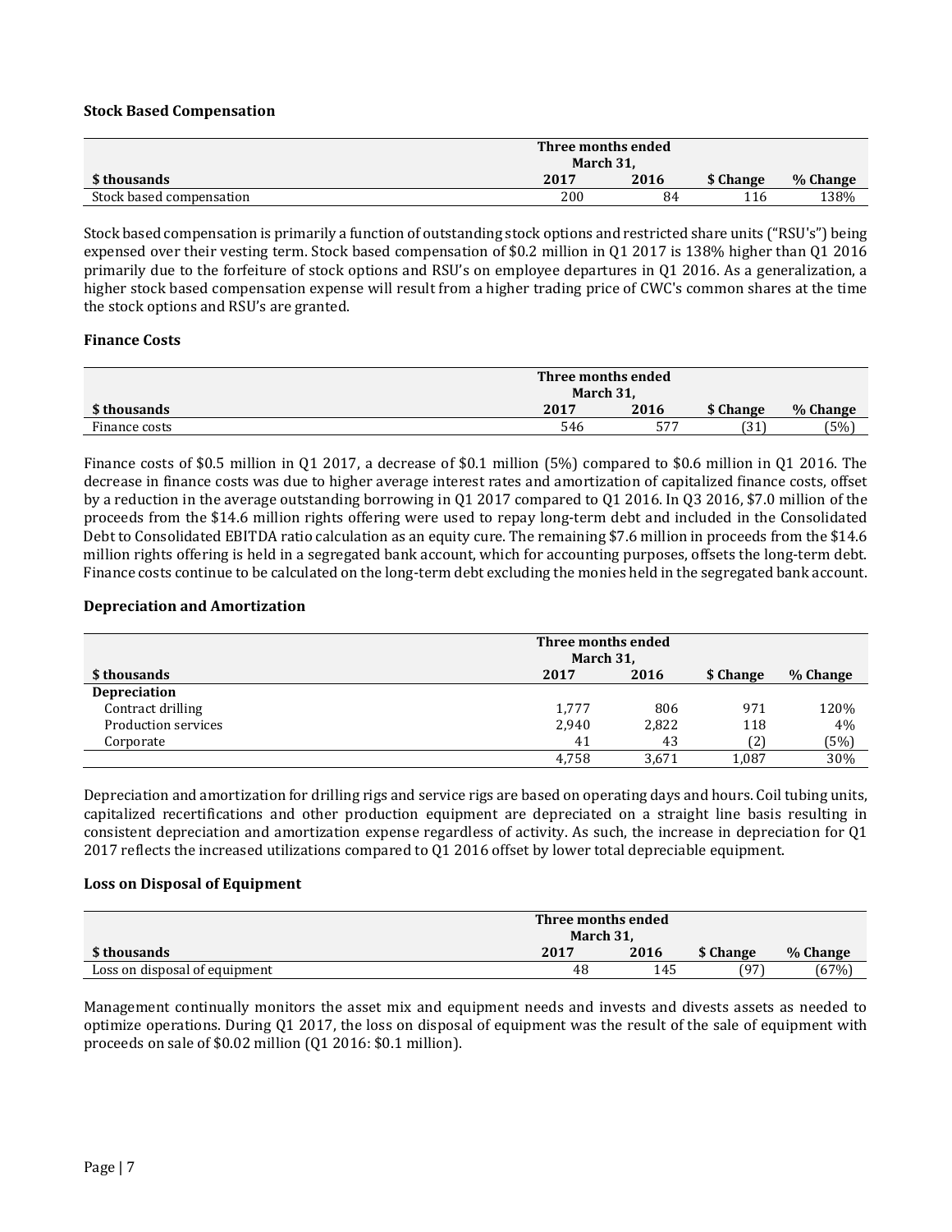### Stock Based Compensation

| $ thousands | Three months ended March 31, 2017 | 2016 | $ Change | % Change |
|---|---|---|---|---|
| Stock based compensation | 200 | 84 | 116 | 138% |

Stock based compensation is primarily a function of outstanding stock options and restricted share units ("RSU's") being expensed over their vesting term. Stock based compensation of $0.2 million in Q1 2017 is 138% higher than Q1 2016 primarily due to the forfeiture of stock options and RSU's on employee departures in Q1 2016. As a generalization, a higher stock based compensation expense will result from a higher trading price of CWC's common shares at the time the stock options and RSU's are granted.

### Finance Costs

| $ thousands | Three months ended March 31, 2017 | 2016 | $ Change | % Change |
|---|---|---|---|---|
| Finance costs | 546 | 577 | (31) | (5%) |

Finance costs of $0.5 million in Q1 2017, a decrease of $0.1 million (5%) compared to $0.6 million in Q1 2016. The decrease in finance costs was due to higher average interest rates and amortization of capitalized finance costs, offset by a reduction in the average outstanding borrowing in Q1 2017 compared to Q1 2016. In Q3 2016, $7.0 million of the proceeds from the $14.6 million rights offering were used to repay long-term debt and included in the Consolidated Debt to Consolidated EBITDA ratio calculation as an equity cure. The remaining $7.6 million in proceeds from the $14.6 million rights offering is held in a segregated bank account, which for accounting purposes, offsets the long-term debt. Finance costs continue to be calculated on the long-term debt excluding the monies held in the segregated bank account.

### Depreciation and Amortization

| $ thousands | Three months ended March 31, 2017 | 2016 | $ Change | % Change |
|---|---|---|---|---|
| **Depreciation** | | | | |
| Contract drilling | 1,777 | 806 | 971 | 120% |
| Production services | 2,940 | 2,822 | 118 | 4% |
| Corporate | 41 | 43 | (2) | (5%) |
| | 4,758 | 3,671 | 1,087 | 30% |

Depreciation and amortization for drilling rigs and service rigs are based on operating days and hours. Coil tubing units, capitalized recertifications and other production equipment are depreciated on a straight line basis resulting in consistent depreciation and amortization expense regardless of activity. As such, the increase in depreciation for Q1 2017 reflects the increased utilizations compared to Q1 2016 offset by lower total depreciable equipment.

### Loss on Disposal of Equipment

| $ thousands | Three months ended March 31, 2017 | 2016 | $ Change | % Change |
|---|---|---|---|---|
| Loss on disposal of equipment | 48 | 145 | (97) | (67%) |

Management continually monitors the asset mix and equipment needs and invests and divests assets as needed to optimize operations. During Q1 2017, the loss on disposal of equipment was the result of the sale of equipment with proceeds on sale of $0.02 million (Q1 2016: $0.1 million).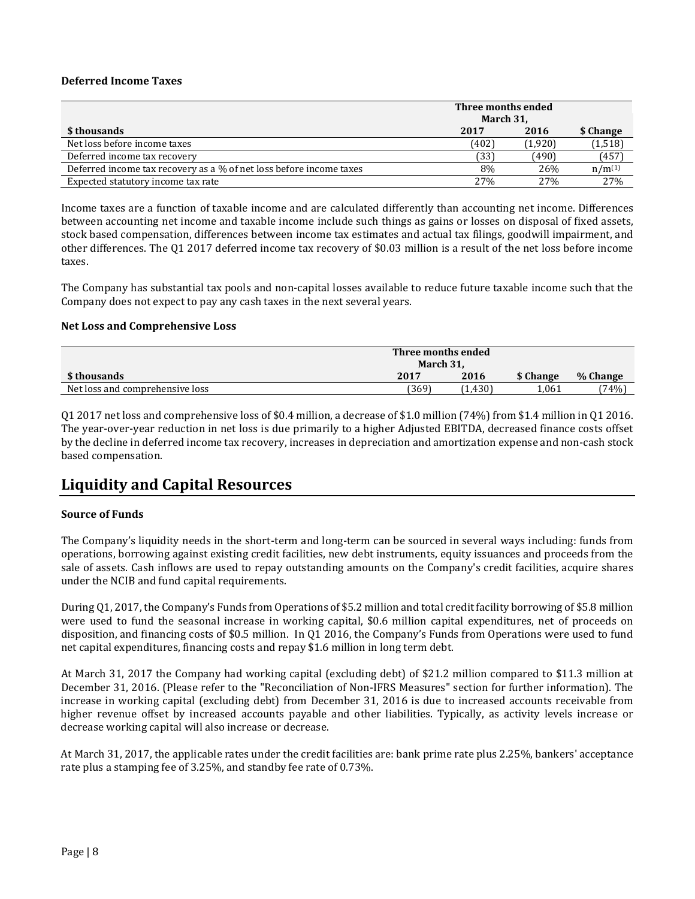**Deferred Income Taxes**

| | Three months ended March 31, | | |
|---|---|---|---|
| **\$ thousands** | **2017** | **2016** | **\$ Change** |
| Net loss before income taxes | (402) | (1,920) | (1,518) |
| Deferred income tax recovery | (33) | (490) | (457) |
| Deferred income tax recovery as a % of net loss before income taxes | 8% | 26% | n/m[(1)] |
| Expected statutory income tax rate | 27% | 27% | 27% |

Income taxes are a function of taxable income and are calculated differently than accounting net income. Differences between accounting net income and taxable income include such things as gains or losses on disposal of fixed assets, stock based compensation, differences between income tax estimates and actual tax filings, goodwill impairment, and other differences. The Q1 2017 deferred income tax recovery of \$0.03 million is a result of the net loss before income taxes.

The Company has substantial tax pools and non-capital losses available to reduce future taxable income such that the Company does not expect to pay any cash taxes in the next several years.

**Net Loss and Comprehensive Loss**

| | Three months ended March 31, | | | |
|---|---|---|---|---|
| **\$ thousands** | **2017** | **2016** | **\$ Change** | **% Change** |
| Net loss and comprehensive loss | (369) | (1,430) | 1,061 | (74%) |

Q1 2017 net loss and comprehensive loss of \$0.4 million, a decrease of \$1.0 million (74%) from \$1.4 million in Q1 2016. The year-over-year reduction in net loss is due primarily to a higher Adjusted EBITDA, decreased finance costs offset by the decline in deferred income tax recovery, increases in depreciation and amortization expense and non-cash stock based compensation.

## Liquidity and Capital Resources

**Source of Funds**

The Company's liquidity needs in the short-term and long-term can be sourced in several ways including: funds from operations, borrowing against existing credit facilities, new debt instruments, equity issuances and proceeds from the sale of assets. Cash inflows are used to repay outstanding amounts on the Company's credit facilities, acquire shares under the NCIB and fund capital requirements.

During Q1, 2017, the Company's Funds from Operations of \$5.2 million and total credit facility borrowing of \$5.8 million were used to fund the seasonal increase in working capital, \$0.6 million capital expenditures, net of proceeds on disposition, and financing costs of \$0.5 million. In Q1 2016, the Company's Funds from Operations were used to fund net capital expenditures, financing costs and repay \$1.6 million in long term debt.

At March 31, 2017 the Company had working capital (excluding debt) of \$21.2 million compared to \$11.3 million at December 31, 2016. (Please refer to the "Reconciliation of Non-IFRS Measures" section for further information). The increase in working capital (excluding debt) from December 31, 2016 is due to increased accounts receivable from higher revenue offset by increased accounts payable and other liabilities. Typically, as activity levels increase or decrease working capital will also increase or decrease.

At March 31, 2017, the applicable rates under the credit facilities are: bank prime rate plus 2.25%, bankers' acceptance rate plus a stamping fee of 3.25%, and standby fee rate of 0.73%.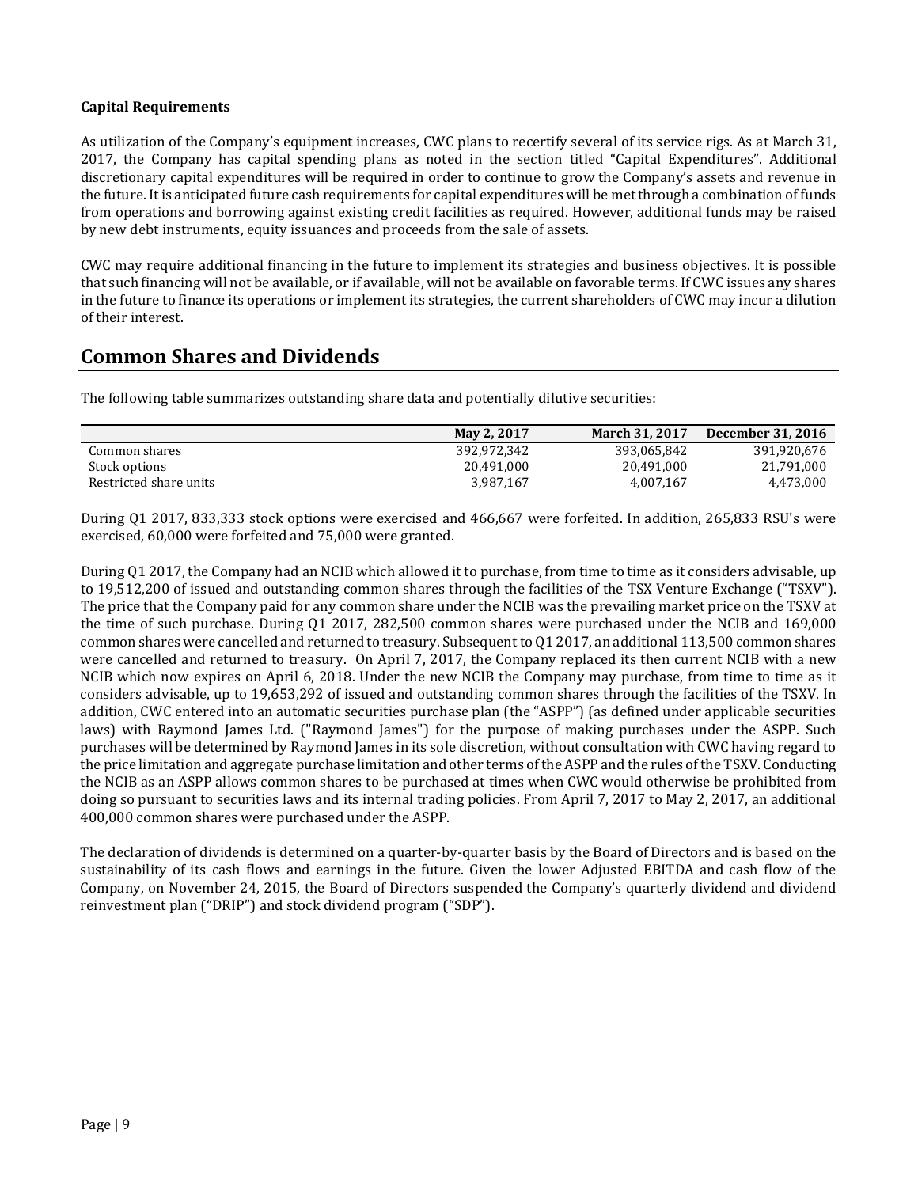**Capital Requirements**

As utilization of the Company's equipment increases, CWC plans to recertify several of its service rigs. As at March 31, 2017, the Company has capital spending plans as noted in the section titled "Capital Expenditures". Additional discretionary capital expenditures will be required in order to continue to grow the Company's assets and revenue in the future. It is anticipated future cash requirements for capital expenditures will be met through a combination of funds from operations and borrowing against existing credit facilities as required. However, additional funds may be raised by new debt instruments, equity issuances and proceeds from the sale of assets.

CWC may require additional financing in the future to implement its strategies and business objectives. It is possible that such financing will not be available, or if available, will not be available on favorable terms. If CWC issues any shares in the future to finance its operations or implement its strategies, the current shareholders of CWC may incur a dilution of their interest.

## Common Shares and Dividends

The following table summarizes outstanding share data and potentially dilutive securities:

| | May 2, 2017 | March 31, 2017 | December 31, 2016 |
|---|---|---|---|
| Common shares | 392,972,342 | 393,065,842 | 391,920,676 |
| Stock options | 20,491,000 | 20,491,000 | 21,791,000 |
| Restricted share units | 3,987,167 | 4,007,167 | 4,473,000 |

During Q1 2017, 833,333 stock options were exercised and 466,667 were forfeited. In addition, 265,833 RSU's were exercised, 60,000 were forfeited and 75,000 were granted.

During Q1 2017, the Company had an NCIB which allowed it to purchase, from time to time as it considers advisable, up to 19,512,200 of issued and outstanding common shares through the facilities of the TSX Venture Exchange ("TSXV"). The price that the Company paid for any common share under the NCIB was the prevailing market price on the TSXV at the time of such purchase. During Q1 2017, 282,500 common shares were purchased under the NCIB and 169,000 common shares were cancelled and returned to treasury. Subsequent to Q1 2017, an additional 113,500 common shares were cancelled and returned to treasury. On April 7, 2017, the Company replaced its then current NCIB with a new NCIB which now expires on April 6, 2018. Under the new NCIB the Company may purchase, from time to time as it considers advisable, up to 19,653,292 of issued and outstanding common shares through the facilities of the TSXV. In addition, CWC entered into an automatic securities purchase plan (the "ASPP") (as defined under applicable securities laws) with Raymond James Ltd. ("Raymond James") for the purpose of making purchases under the ASPP. Such purchases will be determined by Raymond James in its sole discretion, without consultation with CWC having regard to the price limitation and aggregate purchase limitation and other terms of the ASPP and the rules of the TSXV. Conducting the NCIB as an ASPP allows common shares to be purchased at times when CWC would otherwise be prohibited from doing so pursuant to securities laws and its internal trading policies. From April 7, 2017 to May 2, 2017, an additional 400,000 common shares were purchased under the ASPP.

The declaration of dividends is determined on a quarter-by-quarter basis by the Board of Directors and is based on the sustainability of its cash flows and earnings in the future. Given the lower Adjusted EBITDA and cash flow of the Company, on November 24, 2015, the Board of Directors suspended the Company's quarterly dividend and dividend reinvestment plan ("DRIP") and stock dividend program ("SDP").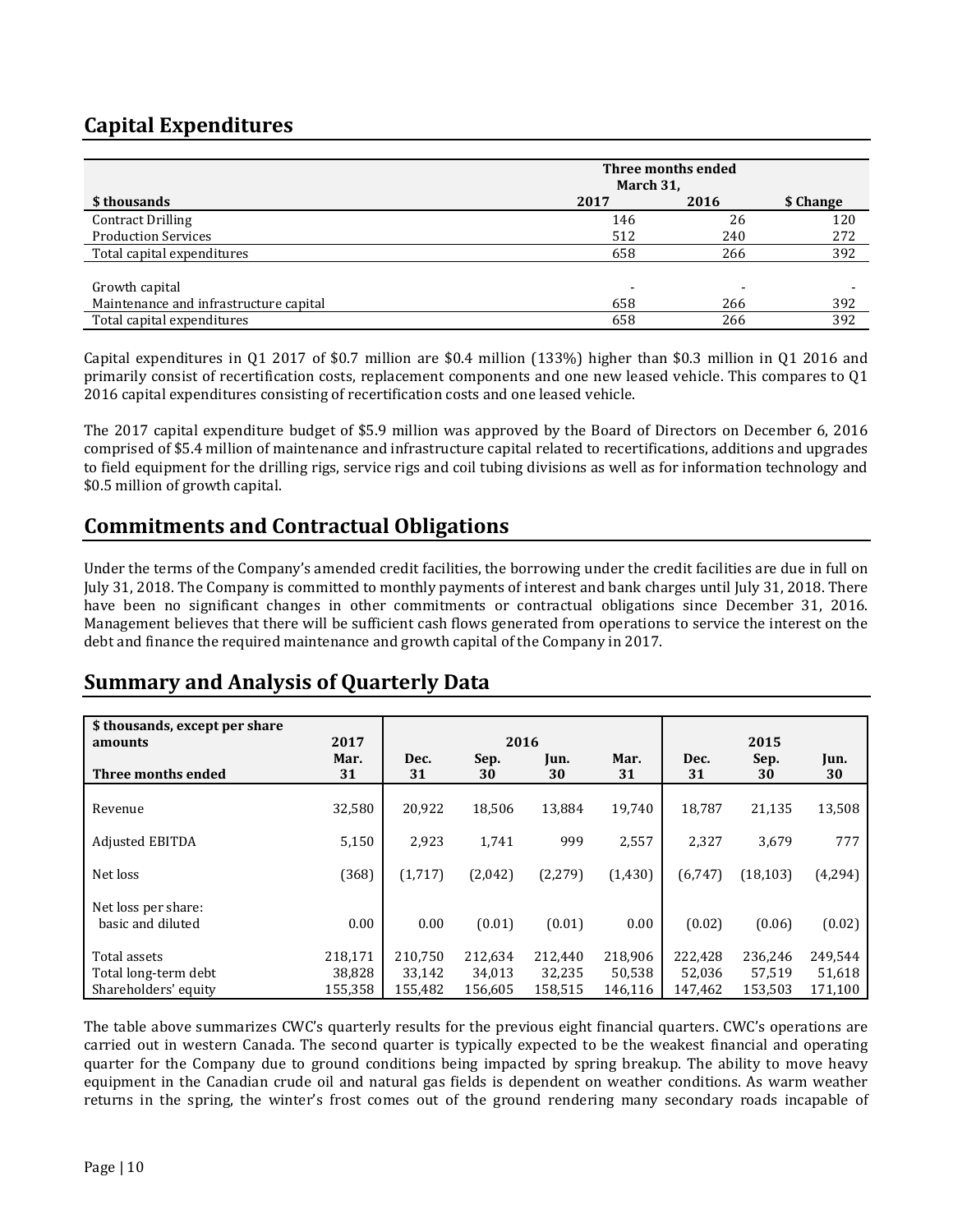## Capital Expenditures

| \$ thousands | Three months ended March 31, 2017 | 2016 | \$ Change |
|---|---|---|---|
| Contract Drilling | 146 | 26 | 120 |
| Production Services | 512 | 240 | 272 |
| Total capital expenditures | 658 | 266 | 392 |
| | | | |
| Growth capital | - | - | - |
| Maintenance and infrastructure capital | 658 | 266 | 392 |
| Total capital expenditures | 658 | 266 | 392 |

Capital expenditures in Q1 2017 of $0.7 million are $0.4 million (133%) higher than $0.3 million in Q1 2016 and primarily consist of recertification costs, replacement components and one new leased vehicle. This compares to Q1 2016 capital expenditures consisting of recertification costs and one leased vehicle.

The 2017 capital expenditure budget of $5.9 million was approved by the Board of Directors on December 6, 2016 comprised of $5.4 million of maintenance and infrastructure capital related to recertifications, additions and upgrades to field equipment for the drilling rigs, service rigs and coil tubing divisions as well as for information technology and $0.5 million of growth capital.

## Commitments and Contractual Obligations

Under the terms of the Company's amended credit facilities, the borrowing under the credit facilities are due in full on July 31, 2018. The Company is committed to monthly payments of interest and bank charges until July 31, 2018. There have been no significant changes in other commitments or contractual obligations since December 31, 2016. Management believes that there will be sufficient cash flows generated from operations to service the interest on the debt and finance the required maintenance and growth capital of the Company in 2017.

## Summary and Analysis of Quarterly Data

| \$ thousands, except per share amounts | 2017 | 2016 | | | | 2015 | | |
|---|---|---|---|---|---|---|---|---|
| Three months ended | Mar. 31 | Dec. 31 | Sep. 30 | Jun. 30 | Mar. 31 | Dec. 31 | Sep. 30 | Jun. 30 |
| Revenue | 32,580 | 20,922 | 18,506 | 13,884 | 19,740 | 18,787 | 21,135 | 13,508 |
| Adjusted EBITDA | 5,150 | 2,923 | 1,741 | 999 | 2,557 | 2,327 | 3,679 | 777 |
| Net loss | (368) | (1,717) | (2,042) | (2,279) | (1,430) | (6,747) | (18,103) | (4,294) |
| Net loss per share: basic and diluted | 0.00 | 0.00 | (0.01) | (0.01) | 0.00 | (0.02) | (0.06) | (0.02) |
| Total assets | 218,171 | 210,750 | 212,634 | 212,440 | 218,906 | 222,428 | 236,246 | 249,544 |
| Total long-term debt | 38,828 | 33,142 | 34,013 | 32,235 | 50,538 | 52,036 | 57,519 | 51,618 |
| Shareholders' equity | 155,358 | 155,482 | 156,605 | 158,515 | 146,116 | 147,462 | 153,503 | 171,100 |

The table above summarizes CWC's quarterly results for the previous eight financial quarters. CWC's operations are carried out in western Canada. The second quarter is typically expected to be the weakest financial and operating quarter for the Company due to ground conditions being impacted by spring breakup. The ability to move heavy equipment in the Canadian crude oil and natural gas fields is dependent on weather conditions. As warm weather returns in the spring, the winter's frost comes out of the ground rendering many secondary roads incapable of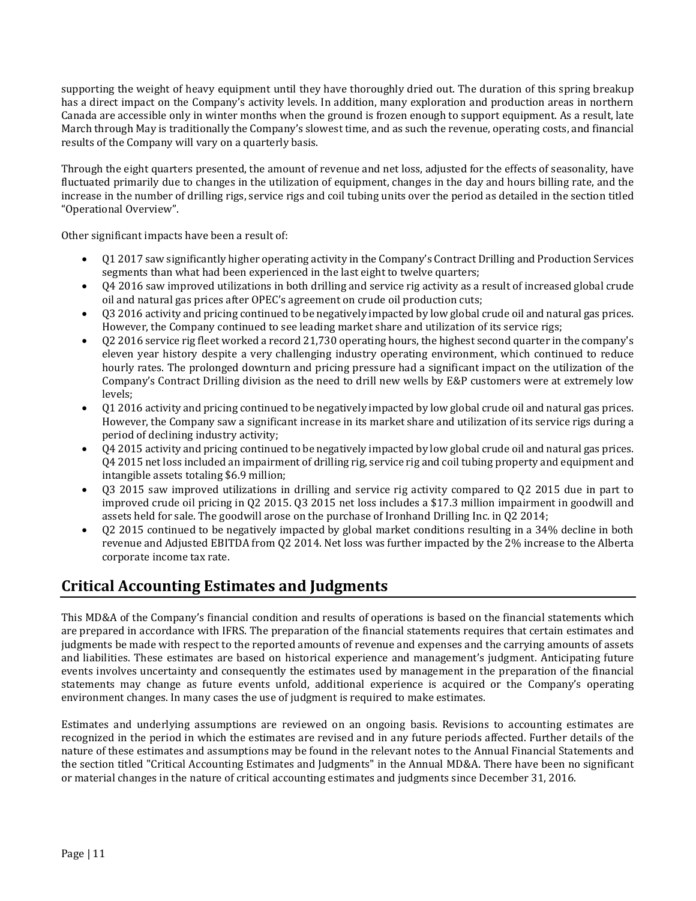supporting the weight of heavy equipment until they have thoroughly dried out. The duration of this spring breakup has a direct impact on the Company's activity levels. In addition, many exploration and production areas in northern Canada are accessible only in winter months when the ground is frozen enough to support equipment. As a result, late March through May is traditionally the Company's slowest time, and as such the revenue, operating costs, and financial results of the Company will vary on a quarterly basis.

Through the eight quarters presented, the amount of revenue and net loss, adjusted for the effects of seasonality, have fluctuated primarily due to changes in the utilization of equipment, changes in the day and hours billing rate, and the increase in the number of drilling rigs, service rigs and coil tubing units over the period as detailed in the section titled "Operational Overview".

Other significant impacts have been a result of:

- Q1 2017 saw significantly higher operating activity in the Company's Contract Drilling and Production Services segments than what had been experienced in the last eight to twelve quarters;
- Q4 2016 saw improved utilizations in both drilling and service rig activity as a result of increased global crude oil and natural gas prices after OPEC's agreement on crude oil production cuts;
- Q3 2016 activity and pricing continued to be negatively impacted by low global crude oil and natural gas prices. However, the Company continued to see leading market share and utilization of its service rigs;
- Q2 2016 service rig fleet worked a record 21,730 operating hours, the highest second quarter in the company's eleven year history despite a very challenging industry operating environment, which continued to reduce hourly rates. The prolonged downturn and pricing pressure had a significant impact on the utilization of the Company's Contract Drilling division as the need to drill new wells by E&P customers were at extremely low levels;
- Q1 2016 activity and pricing continued to be negatively impacted by low global crude oil and natural gas prices. However, the Company saw a significant increase in its market share and utilization of its service rigs during a period of declining industry activity;
- Q4 2015 activity and pricing continued to be negatively impacted by low global crude oil and natural gas prices. Q4 2015 net loss included an impairment of drilling rig, service rig and coil tubing property and equipment and intangible assets totaling $6.9 million;
- Q3 2015 saw improved utilizations in drilling and service rig activity compared to Q2 2015 due in part to improved crude oil pricing in Q2 2015. Q3 2015 net loss includes a $17.3 million impairment in goodwill and assets held for sale. The goodwill arose on the purchase of Ironhand Drilling Inc. in Q2 2014;
- Q2 2015 continued to be negatively impacted by global market conditions resulting in a 34% decline in both revenue and Adjusted EBITDA from Q2 2014. Net loss was further impacted by the 2% increase to the Alberta corporate income tax rate.

## Critical Accounting Estimates and Judgments

This MD&A of the Company's financial condition and results of operations is based on the financial statements which are prepared in accordance with IFRS. The preparation of the financial statements requires that certain estimates and judgments be made with respect to the reported amounts of revenue and expenses and the carrying amounts of assets and liabilities. These estimates are based on historical experience and management's judgment. Anticipating future events involves uncertainty and consequently the estimates used by management in the preparation of the financial statements may change as future events unfold, additional experience is acquired or the Company's operating environment changes. In many cases the use of judgment is required to make estimates.

Estimates and underlying assumptions are reviewed on an ongoing basis. Revisions to accounting estimates are recognized in the period in which the estimates are revised and in any future periods affected. Further details of the nature of these estimates and assumptions may be found in the relevant notes to the Annual Financial Statements and the section titled "Critical Accounting Estimates and Judgments" in the Annual MD&A. There have been no significant or material changes in the nature of critical accounting estimates and judgments since December 31, 2016.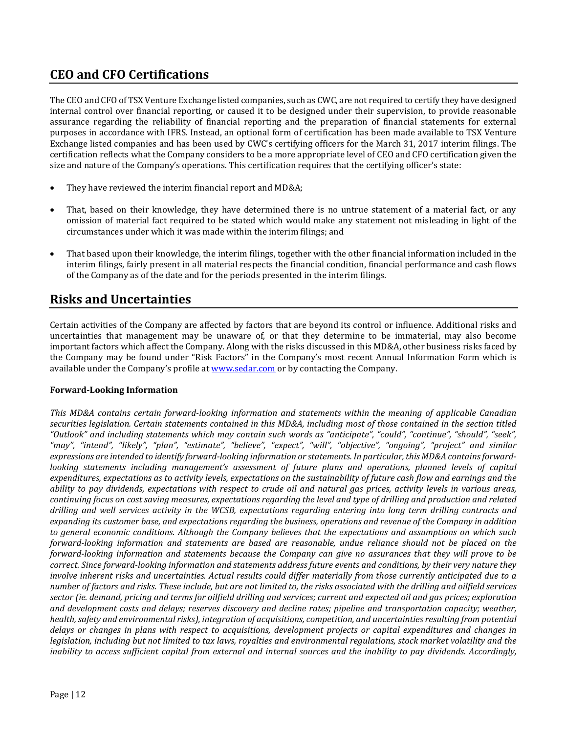## CEO and CFO Certifications

The CEO and CFO of TSX Venture Exchange listed companies, such as CWC, are not required to certify they have designed internal control over financial reporting, or caused it to be designed under their supervision, to provide reasonable assurance regarding the reliability of financial reporting and the preparation of financial statements for external purposes in accordance with IFRS. Instead, an optional form of certification has been made available to TSX Venture Exchange listed companies and has been used by CWC's certifying officers for the March 31, 2017 interim filings. The certification reflects what the Company considers to be a more appropriate level of CEO and CFO certification given the size and nature of the Company's operations. This certification requires that the certifying officer's state:

- They have reviewed the interim financial report and MD&A;
- That, based on their knowledge, they have determined there is no untrue statement of a material fact, or any omission of material fact required to be stated which would make any statement not misleading in light of the circumstances under which it was made within the interim filings; and
- That based upon their knowledge, the interim filings, together with the other financial information included in the interim filings, fairly present in all material respects the financial condition, financial performance and cash flows of the Company as of the date and for the periods presented in the interim filings.

## Risks and Uncertainties

Certain activities of the Company are affected by factors that are beyond its control or influence. Additional risks and uncertainties that management may be unaware of, or that they determine to be immaterial, may also become important factors which affect the Company. Along with the risks discussed in this MD&A, other business risks faced by the Company may be found under "Risk Factors" in the Company's most recent Annual Information Form which is available under the Company's profile at www.sedar.com or by contacting the Company.

**Forward-Looking Information**

*This MD&A contains certain forward-looking information and statements within the meaning of applicable Canadian securities legislation. Certain statements contained in this MD&A, including most of those contained in the section titled "Outlook" and including statements which may contain such words as "anticipate", "could", "continue", "should", "seek", "may", "intend", "likely", "plan", "estimate", "believe", "expect", "will", "objective", "ongoing", "project" and similar expressions are intended to identify forward-looking information or statements. In particular, this MD&A contains forward-looking statements including management's assessment of future plans and operations, planned levels of capital expenditures, expectations as to activity levels, expectations on the sustainability of future cash flow and earnings and the ability to pay dividends, expectations with respect to crude oil and natural gas prices, activity levels in various areas, continuing focus on cost saving measures, expectations regarding the level and type of drilling and production and related drilling and well services activity in the WCSB, expectations regarding entering into long term drilling contracts and expanding its customer base, and expectations regarding the business, operations and revenue of the Company in addition to general economic conditions. Although the Company believes that the expectations and assumptions on which such forward-looking information and statements are based are reasonable, undue reliance should not be placed on the forward-looking information and statements because the Company can give no assurances that they will prove to be correct. Since forward-looking information and statements address future events and conditions, by their very nature they involve inherent risks and uncertainties. Actual results could differ materially from those currently anticipated due to a number of factors and risks. These include, but are not limited to, the risks associated with the drilling and oilfield services sector (ie. demand, pricing and terms for oilfield drilling and services; current and expected oil and gas prices; exploration and development costs and delays; reserves discovery and decline rates; pipeline and transportation capacity; weather, health, safety and environmental risks), integration of acquisitions, competition, and uncertainties resulting from potential delays or changes in plans with respect to acquisitions, development projects or capital expenditures and changes in legislation, including but not limited to tax laws, royalties and environmental regulations, stock market volatility and the inability to access sufficient capital from external and internal sources and the inability to pay dividends. Accordingly,*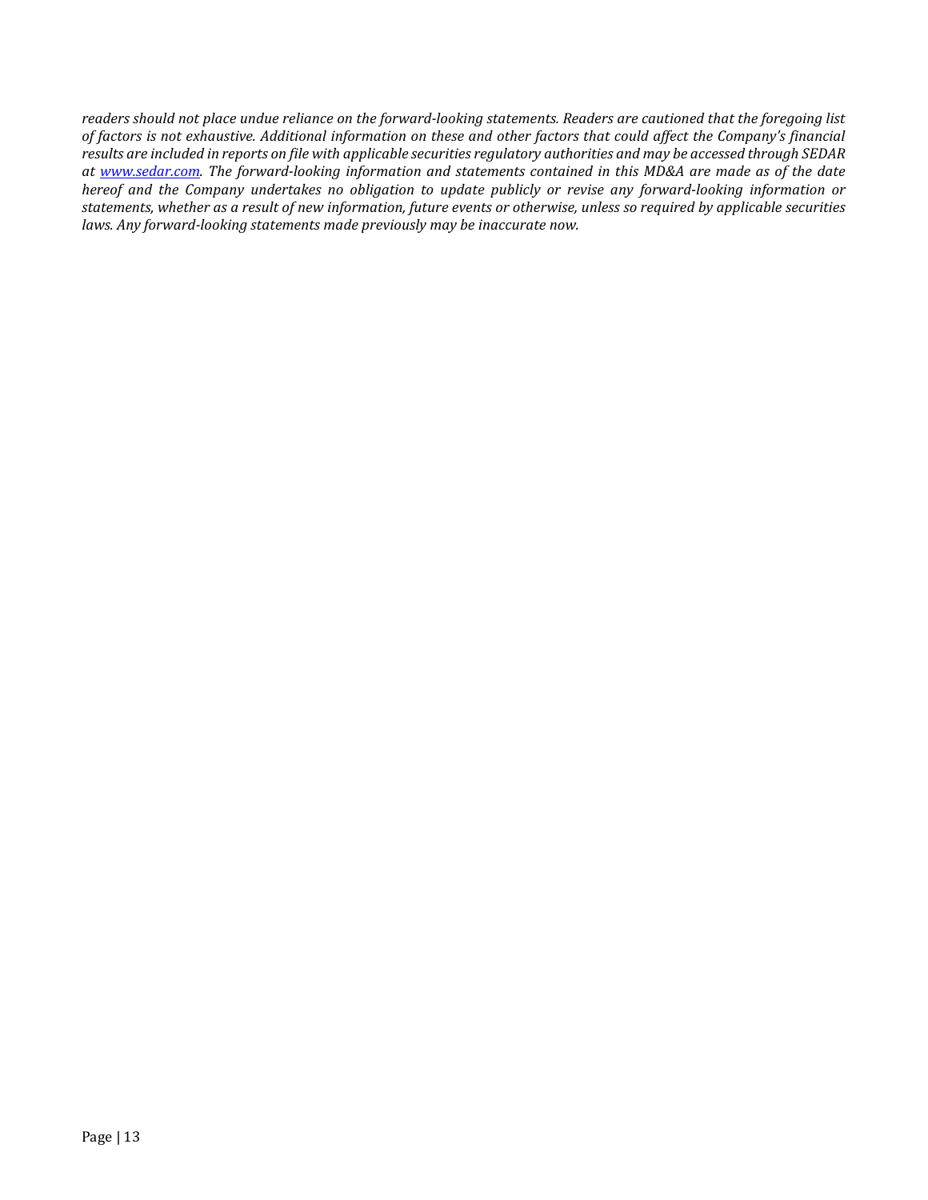*readers should not place undue reliance on the forward-looking statements. Readers are cautioned that the foregoing list of factors is not exhaustive. Additional information on these and other factors that could affect the Company's financial results are included in reports on file with applicable securities regulatory authorities and may be accessed through SEDAR at [www.sedar.com](http://www.sedar.com). The forward-looking information and statements contained in this MD&A are made as of the date hereof and the Company undertakes no obligation to update publicly or revise any forward-looking information or statements, whether as a result of new information, future events or otherwise, unless so required by applicable securities laws. Any forward-looking statements made previously may be inaccurate now.*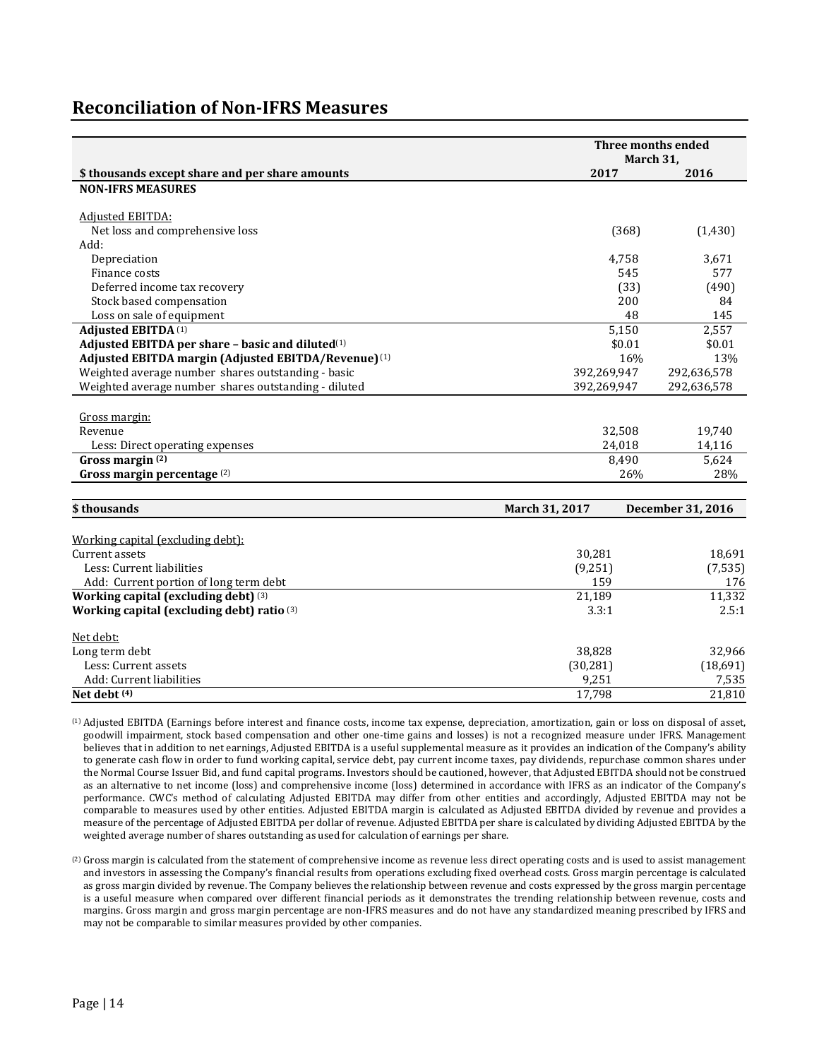## Reconciliation of Non-IFRS Measures

| $ thousands except share and per share amounts | Three months ended March 31, 2017 | 2016 |
|---|---|---|
| **NON-IFRS MEASURES** | | |
| Adjusted EBITDA: | | |
| Net loss and comprehensive loss | (368) | (1,430) |
| Add: | | |
| Depreciation | 4,758 | 3,671 |
| Finance costs | 545 | 577 |
| Deferred income tax recovery | (33) | (490) |
| Stock based compensation | 200 | 84 |
| Loss on sale of equipment | 48 | 145 |
| **Adjusted EBITDA** (1) | 5,150 | 2,557 |
| **Adjusted EBITDA per share – basic and diluted**(1) | $0.01 | $0.01 |
| **Adjusted EBITDA margin (Adjusted EBITDA/Revenue)** (1) | 16% | 13% |
| Weighted average number shares outstanding - basic | 392,269,947 | 292,636,578 |
| Weighted average number shares outstanding - diluted | 392,269,947 | 292,636,578 |
| Gross margin: | | |
| Revenue | 32,508 | 19,740 |
| Less: Direct operating expenses | 24,018 | 14,116 |
| **Gross margin (2)** | 8,490 | 5,624 |
| **Gross margin percentage** (2) | 26% | 28% |

| $ thousands | March 31, 2017 | December 31, 2016 |
|---|---|---|
| Working capital (excluding debt): | | |
| Current assets | 30,281 | 18,691 |
| Less: Current liabilities | (9,251) | (7,535) |
| Add: Current portion of long term debt | 159 | 176 |
| **Working capital (excluding debt)** (3) | 21,189 | 11,332 |
| **Working capital (excluding debt) ratio** (3) | 3.3:1 | 2.5:1 |
| Net debt: | | |
| Long term debt | 38,828 | 32,966 |
| Less: Current assets | (30,281) | (18,691) |
| Add: Current liabilities | 9,251 | 7,535 |
| **Net debt (4)** | 17,798 | 21,810 |

(1) Adjusted EBITDA (Earnings before interest and finance costs, income tax expense, depreciation, amortization, gain or loss on disposal of asset, goodwill impairment, stock based compensation and other one-time gains and losses) is not a recognized measure under IFRS. Management believes that in addition to net earnings, Adjusted EBITDA is a useful supplemental measure as it provides an indication of the Company's ability to generate cash flow in order to fund working capital, service debt, pay current income taxes, pay dividends, repurchase common shares under the Normal Course Issuer Bid, and fund capital programs. Investors should be cautioned, however, that Adjusted EBITDA should not be construed as an alternative to net income (loss) and comprehensive income (loss) determined in accordance with IFRS as an indicator of the Company's performance. CWC's method of calculating Adjusted EBITDA may differ from other entities and accordingly, Adjusted EBITDA may not be comparable to measures used by other entities. Adjusted EBITDA margin is calculated as Adjusted EBITDA divided by revenue and provides a measure of the percentage of Adjusted EBITDA per dollar of revenue. Adjusted EBITDA per share is calculated by dividing Adjusted EBITDA by the weighted average number of shares outstanding as used for calculation of earnings per share.

(2) Gross margin is calculated from the statement of comprehensive income as revenue less direct operating costs and is used to assist management and investors in assessing the Company's financial results from operations excluding fixed overhead costs. Gross margin percentage is calculated as gross margin divided by revenue. The Company believes the relationship between revenue and costs expressed by the gross margin percentage is a useful measure when compared over different financial periods as it demonstrates the trending relationship between revenue, costs and margins. Gross margin and gross margin percentage are non-IFRS measures and do not have any standardized meaning prescribed by IFRS and may not be comparable to similar measures provided by other companies.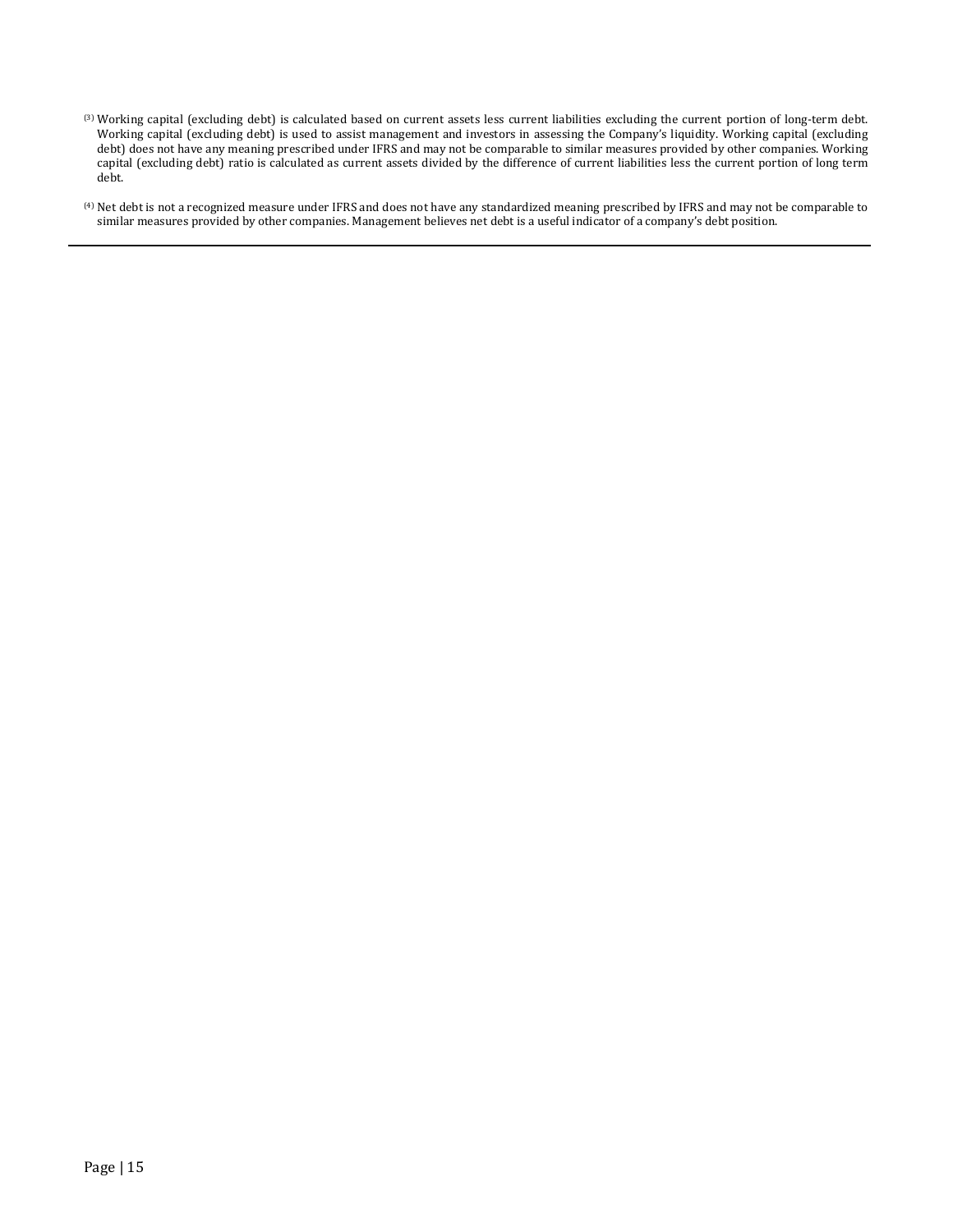[3] Working capital (excluding debt) is calculated based on current assets less current liabilities excluding the current portion of long-term debt. Working capital (excluding debt) is used to assist management and investors in assessing the Company's liquidity. Working capital (excluding debt) does not have any meaning prescribed under IFRS and may not be comparable to similar measures provided by other companies. Working capital (excluding debt) ratio is calculated as current assets divided by the difference of current liabilities less the current portion of long term debt.

[4] Net debt is not a recognized measure under IFRS and does not have any standardized meaning prescribed by IFRS and may not be comparable to similar measures provided by other companies. Management believes net debt is a useful indicator of a company's debt position.